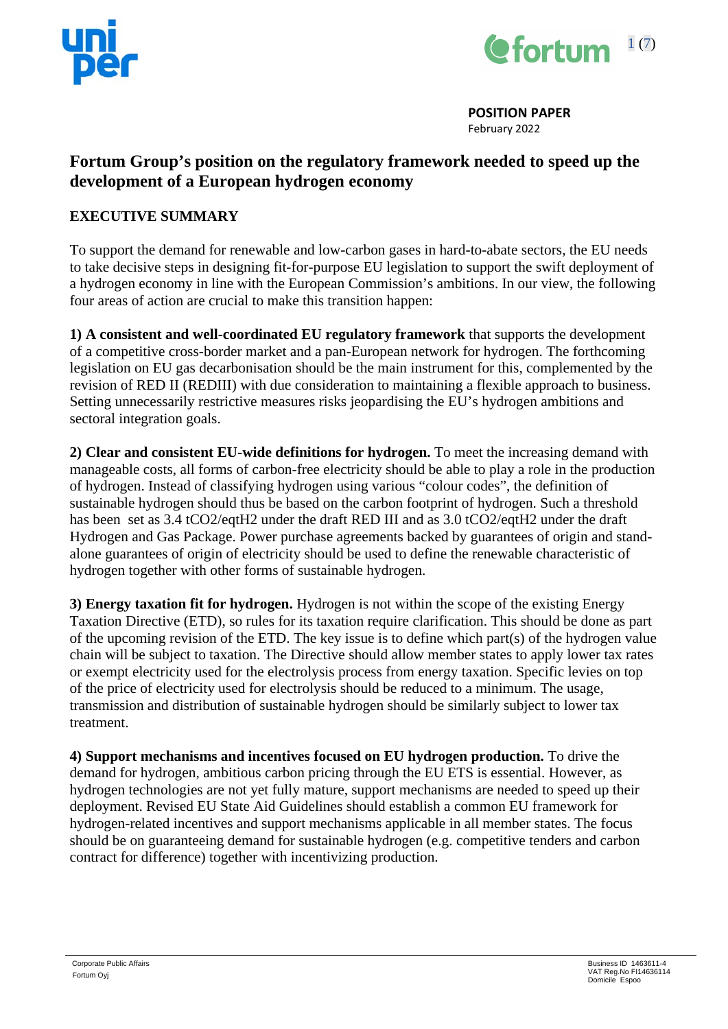**POSITION PAPER**
February 2022

# Fortum Group's position on the regulatory framework needed to speed up the development of a European hydrogen economy

## EXECUTIVE SUMMARY

To support the demand for renewable and low-carbon gases in hard-to-abate sectors, the EU needs to take decisive steps in designing fit-for-purpose EU legislation to support the swift deployment of a hydrogen economy in line with the European Commission's ambitions. In our view, the following four areas of action are crucial to make this transition happen:

**1) A consistent and well-coordinated EU regulatory framework** that supports the development of a competitive cross-border market and a pan-European network for hydrogen. The forthcoming legislation on EU gas decarbonisation should be the main instrument for this, complemented by the revision of RED II (REDIII) with due consideration to maintaining a flexible approach to business. Setting unnecessarily restrictive measures risks jeopardising the EU's hydrogen ambitions and sectoral integration goals.

**2) Clear and consistent EU-wide definitions for hydrogen.** To meet the increasing demand with manageable costs, all forms of carbon-free electricity should be able to play a role in the production of hydrogen. Instead of classifying hydrogen using various "colour codes", the definition of sustainable hydrogen should thus be based on the carbon footprint of hydrogen. Such a threshold has been set as 3.4 $tCO_2/eqtH_2$ under the draft RED III and as 3.0 $tCO_2/eqtH_2$ under the draft Hydrogen and Gas Package. Power purchase agreements backed by guarantees of origin and stand-alone guarantees of origin of electricity should be used to define the renewable characteristic of hydrogen together with other forms of sustainable hydrogen.

**3) Energy taxation fit for hydrogen.** Hydrogen is not within the scope of the existing Energy Taxation Directive (ETD), so rules for its taxation require clarification. This should be done as part of the upcoming revision of the ETD. The key issue is to define which part(s) of the hydrogen value chain will be subject to taxation. The Directive should allow member states to apply lower tax rates or exempt electricity used for the electrolysis process from energy taxation. Specific levies on top of the price of electricity used for electrolysis should be reduced to a minimum. The usage, transmission and distribution of sustainable hydrogen should be similarly subject to lower tax treatment.

**4) Support mechanisms and incentives focused on EU hydrogen production.** To drive the demand for hydrogen, ambitious carbon pricing through the EU ETS is essential. However, as hydrogen technologies are not yet fully mature, support mechanisms are needed to speed up their deployment. Revised EU State Aid Guidelines should establish a common EU framework for hydrogen-related incentives and support mechanisms applicable in all member states. The focus should be on guaranteeing demand for sustainable hydrogen (e.g. competitive tenders and carbon contract for difference) together with incentivizing production.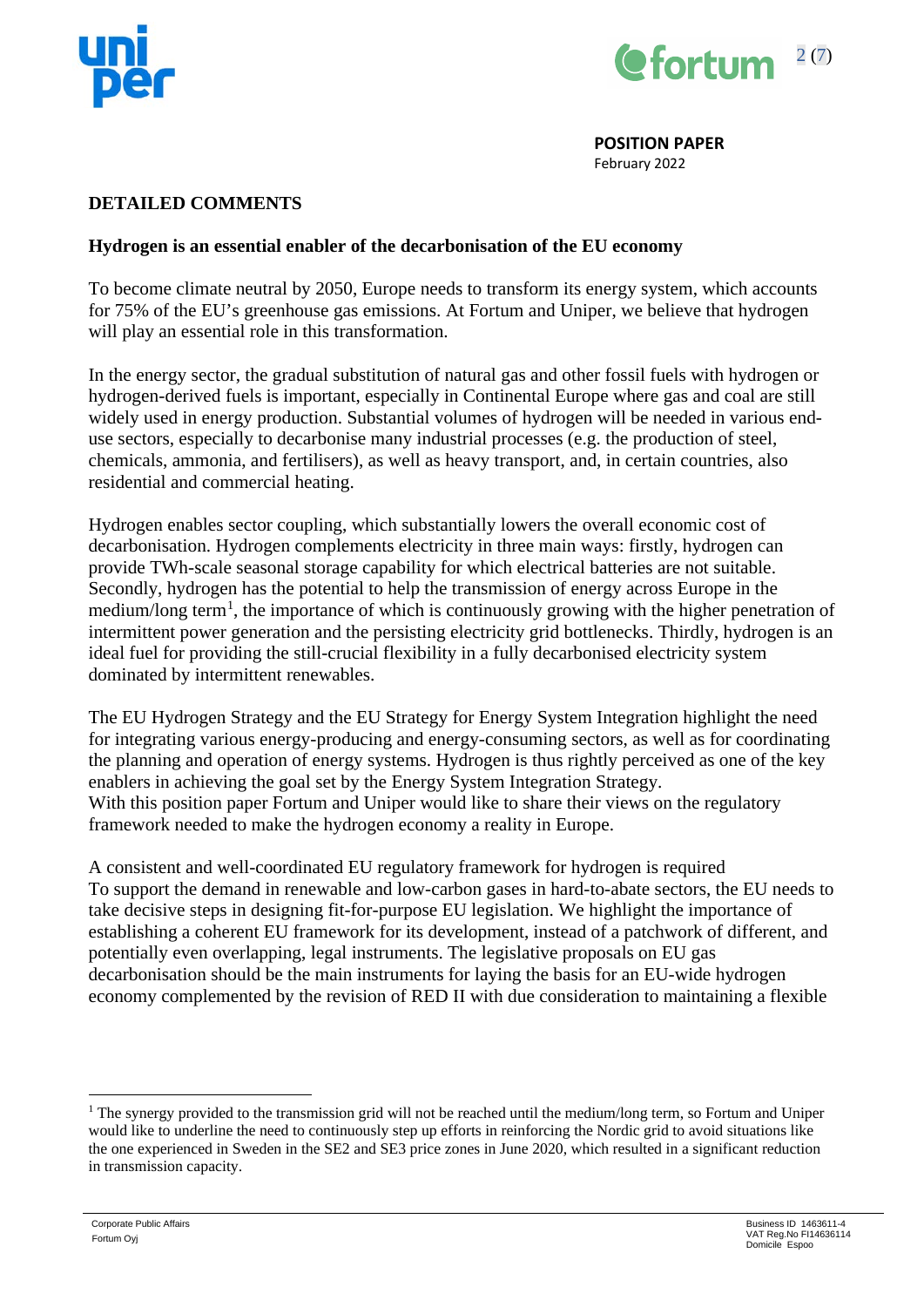**POSITION PAPER**
February 2022

## DETAILED COMMENTS

### Hydrogen is an essential enabler of the decarbonisation of the EU economy

To become climate neutral by 2050, Europe needs to transform its energy system, which accounts for 75% of the EU's greenhouse gas emissions. At Fortum and Uniper, we believe that hydrogen will play an essential role in this transformation.

In the energy sector, the gradual substitution of natural gas and other fossil fuels with hydrogen or hydrogen-derived fuels is important, especially in Continental Europe where gas and coal are still widely used in energy production. Substantial volumes of hydrogen will be needed in various end-use sectors, especially to decarbonise many industrial processes (e.g. the production of steel, chemicals, ammonia, and fertilisers), as well as heavy transport, and, in certain countries, also residential and commercial heating.

Hydrogen enables sector coupling, which substantially lowers the overall economic cost of decarbonisation. Hydrogen complements electricity in three main ways: firstly, hydrogen can provide TWh-scale seasonal storage capability for which electrical batteries are not suitable. Secondly, hydrogen has the potential to help the transmission of energy across Europe in the medium/long term[1], the importance of which is continuously growing with the higher penetration of intermittent power generation and the persisting electricity grid bottlenecks. Thirdly, hydrogen is an ideal fuel for providing the still-crucial flexibility in a fully decarbonised electricity system dominated by intermittent renewables.

The EU Hydrogen Strategy and the EU Strategy for Energy System Integration highlight the need for integrating various energy-producing and energy-consuming sectors, as well as for coordinating the planning and operation of energy systems. Hydrogen is thus rightly perceived as one of the key enablers in achieving the goal set by the Energy System Integration Strategy.
With this position paper Fortum and Uniper would like to share their views on the regulatory framework needed to make the hydrogen economy a reality in Europe.

A consistent and well-coordinated EU regulatory framework for hydrogen is required
To support the demand in renewable and low-carbon gases in hard-to-abate sectors, the EU needs to take decisive steps in designing fit-for-purpose EU legislation. We highlight the importance of establishing a coherent EU framework for its development, instead of a patchwork of different, and potentially even overlapping, legal instruments. The legislative proposals on EU gas decarbonisation should be the main instruments for laying the basis for an EU-wide hydrogen economy complemented by the revision of RED II with due consideration to maintaining a flexible

---

[1] The synergy provided to the transmission grid will not be reached until the medium/long term, so Fortum and Uniper would like to underline the need to continuously step up efforts in reinforcing the Nordic grid to avoid situations like the one experienced in Sweden in the SE2 and SE3 price zones in June 2020, which resulted in a significant reduction in transmission capacity.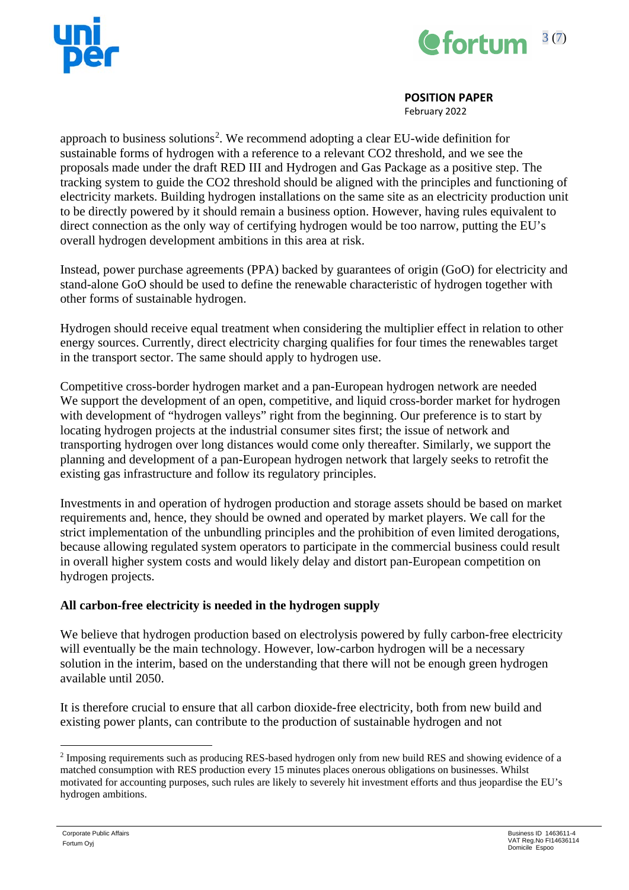approach to business solutions[2]. We recommend adopting a clear EU-wide definition for sustainable forms of hydrogen with a reference to a relevant $CO_2$ threshold, and we see the proposals made under the draft RED III and Hydrogen and Gas Package as a positive step. The tracking system to guide the $CO_2$ threshold should be aligned with the principles and functioning of electricity markets. Building hydrogen installations on the same site as an electricity production unit to be directly powered by it should remain a business option. However, having rules equivalent to direct connection as the only way of certifying hydrogen would be too narrow, putting the EU's overall hydrogen development ambitions in this area at risk.

Instead, power purchase agreements (PPA) backed by guarantees of origin (GoO) for electricity and stand-alone GoO should be used to define the renewable characteristic of hydrogen together with other forms of sustainable hydrogen.

Hydrogen should receive equal treatment when considering the multiplier effect in relation to other energy sources. Currently, direct electricity charging qualifies for four times the renewables target in the transport sector. The same should apply to hydrogen use.

Competitive cross-border hydrogen market and a pan-European hydrogen network are needed
We support the development of an open, competitive, and liquid cross-border market for hydrogen with development of "hydrogen valleys" right from the beginning. Our preference is to start by locating hydrogen projects at the industrial consumer sites first; the issue of network and transporting hydrogen over long distances would come only thereafter. Similarly, we support the planning and development of a pan-European hydrogen network that largely seeks to retrofit the existing gas infrastructure and follow its regulatory principles.

Investments in and operation of hydrogen production and storage assets should be based on market requirements and, hence, they should be owned and operated by market players. We call for the strict implementation of the unbundling principles and the prohibition of even limited derogations, because allowing regulated system operators to participate in the commercial business could result in overall higher system costs and would likely delay and distort pan-European competition on hydrogen projects.

### All carbon-free electricity is needed in the hydrogen supply

We believe that hydrogen production based on electrolysis powered by fully carbon-free electricity will eventually be the main technology. However, low-carbon hydrogen will be a necessary solution in the interim, based on the understanding that there will not be enough green hydrogen available until 2050.

It is therefore crucial to ensure that all carbon dioxide-free electricity, both from new build and existing power plants, can contribute to the production of sustainable hydrogen and not

---

[2] Imposing requirements such as producing RES-based hydrogen only from new build RES and showing evidence of a matched consumption with RES production every 15 minutes places onerous obligations on businesses. Whilst motivated for accounting purposes, such rules are likely to severely hit investment efforts and thus jeopardise the EU's hydrogen ambitions.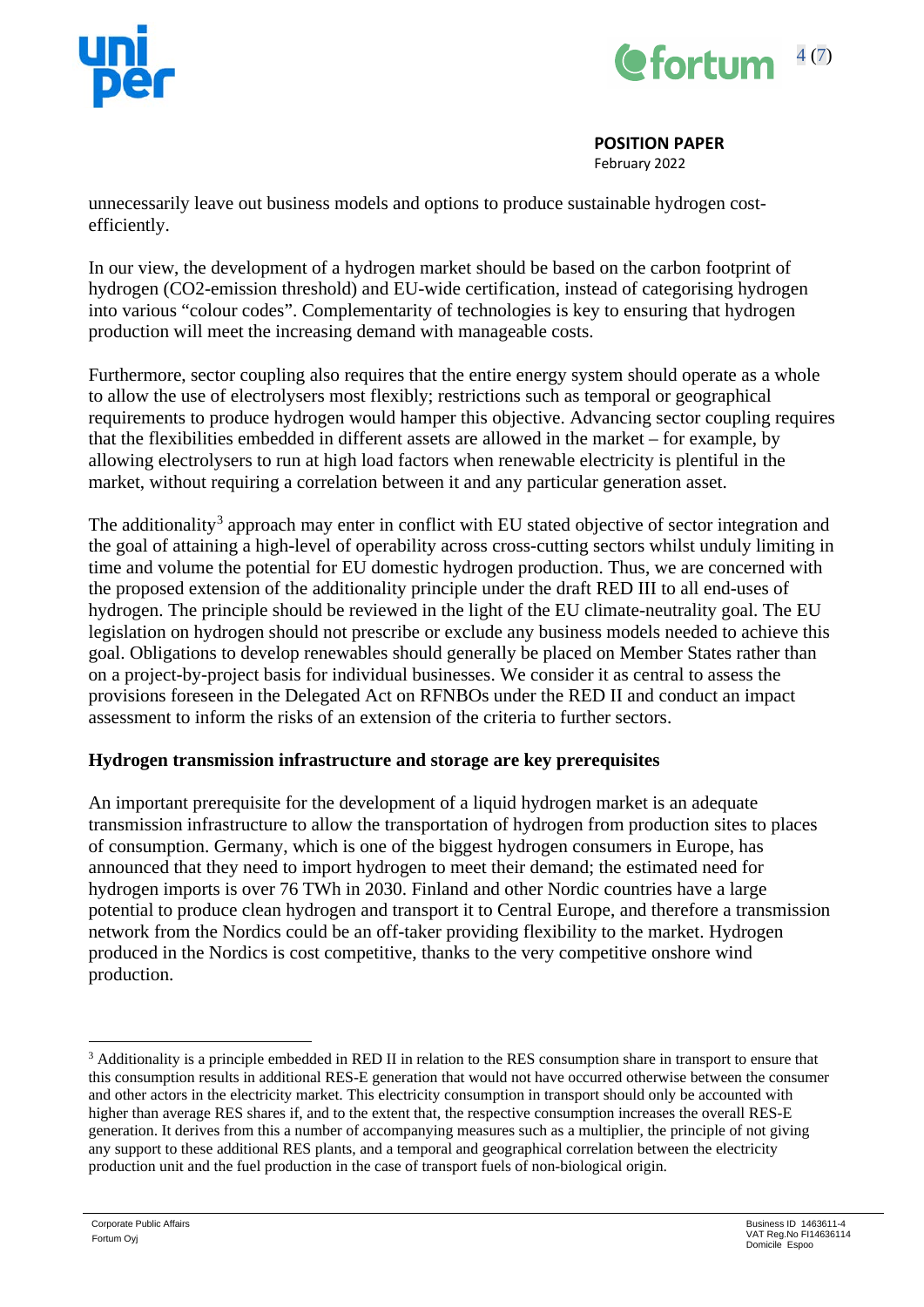unnecessarily leave out business models and options to produce sustainable hydrogen cost-efficiently.

In our view, the development of a hydrogen market should be based on the carbon footprint of hydrogen (CO2-emission threshold) and EU-wide certification, instead of categorising hydrogen into various "colour codes". Complementarity of technologies is key to ensuring that hydrogen production will meet the increasing demand with manageable costs.

Furthermore, sector coupling also requires that the entire energy system should operate as a whole to allow the use of electrolysers most flexibly; restrictions such as temporal or geographical requirements to produce hydrogen would hamper this objective. Advancing sector coupling requires that the flexibilities embedded in different assets are allowed in the market – for example, by allowing electrolysers to run at high load factors when renewable electricity is plentiful in the market, without requiring a correlation between it and any particular generation asset.

The additionality[3] approach may enter in conflict with EU stated objective of sector integration and the goal of attaining a high-level of operability across cross-cutting sectors whilst unduly limiting in time and volume the potential for EU domestic hydrogen production. Thus, we are concerned with the proposed extension of the additionality principle under the draft RED III to all end-uses of hydrogen. The principle should be reviewed in the light of the EU climate-neutrality goal. The EU legislation on hydrogen should not prescribe or exclude any business models needed to achieve this goal. Obligations to develop renewables should generally be placed on Member States rather than on a project-by-project basis for individual businesses. We consider it as central to assess the provisions foreseen in the Delegated Act on RFNBOs under the RED II and conduct an impact assessment to inform the risks of an extension of the criteria to further sectors.

**Hydrogen transmission infrastructure and storage are key prerequisites**

An important prerequisite for the development of a liquid hydrogen market is an adequate transmission infrastructure to allow the transportation of hydrogen from production sites to places of consumption. Germany, which is one of the biggest hydrogen consumers in Europe, has announced that they need to import hydrogen to meet their demand; the estimated need for hydrogen imports is over 76 TWh in 2030. Finland and other Nordic countries have a large potential to produce clean hydrogen and transport it to Central Europe, and therefore a transmission network from the Nordics could be an off-taker providing flexibility to the market. Hydrogen produced in the Nordics is cost competitive, thanks to the very competitive onshore wind production.

---

[3] Additionality is a principle embedded in RED II in relation to the RES consumption share in transport to ensure that this consumption results in additional RES-E generation that would not have occurred otherwise between the consumer and other actors in the electricity market. This electricity consumption in transport should only be accounted with higher than average RES shares if, and to the extent that, the respective consumption increases the overall RES-E generation. It derives from this a number of accompanying measures such as a multiplier, the principle of not giving any support to these additional RES plants, and a temporal and geographical correlation between the electricity production unit and the fuel production in the case of transport fuels of non-biological origin.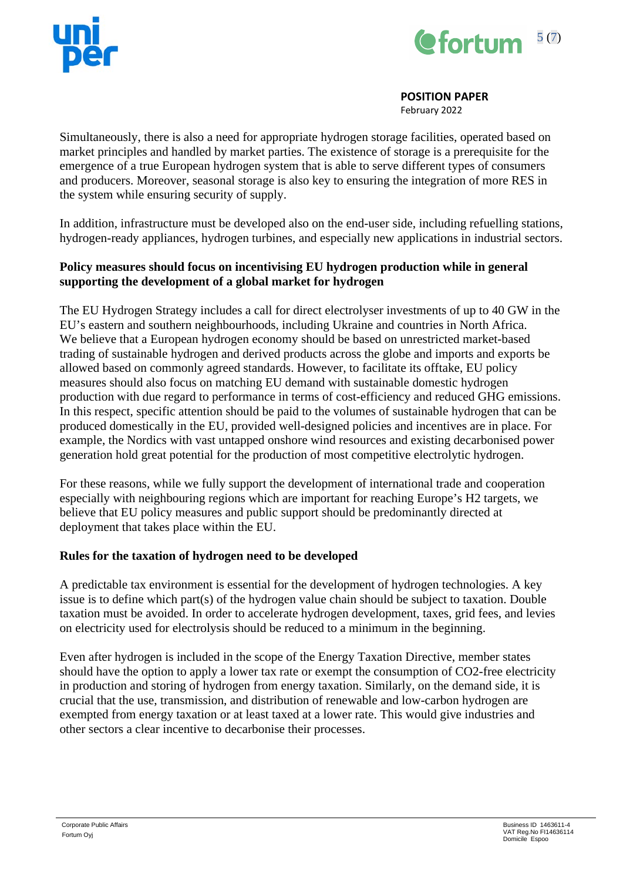Simultaneously, there is also a need for appropriate hydrogen storage facilities, operated based on market principles and handled by market parties. The existence of storage is a prerequisite for the emergence of a true European hydrogen system that is able to serve different types of consumers and producers. Moreover, seasonal storage is also key to ensuring the integration of more RES in the system while ensuring security of supply.

In addition, infrastructure must be developed also on the end-user side, including refuelling stations, hydrogen-ready appliances, hydrogen turbines, and especially new applications in industrial sectors.

**Policy measures should focus on incentivising EU hydrogen production while in general supporting the development of a global market for hydrogen**

The EU Hydrogen Strategy includes a call for direct electrolyser investments of up to 40 GW in the EU's eastern and southern neighbourhoods, including Ukraine and countries in North Africa. We believe that a European hydrogen economy should be based on unrestricted market-based trading of sustainable hydrogen and derived products across the globe and imports and exports be allowed based on commonly agreed standards. However, to facilitate its offtake, EU policy measures should also focus on matching EU demand with sustainable domestic hydrogen production with due regard to performance in terms of cost-efficiency and reduced GHG emissions. In this respect, specific attention should be paid to the volumes of sustainable hydrogen that can be produced domestically in the EU, provided well-designed policies and incentives are in place. For example, the Nordics with vast untapped onshore wind resources and existing decarbonised power generation hold great potential for the production of most competitive electrolytic hydrogen.

For these reasons, while we fully support the development of international trade and cooperation especially with neighbouring regions which are important for reaching Europe's H2 targets, we believe that EU policy measures and public support should be predominantly directed at deployment that takes place within the EU.

**Rules for the taxation of hydrogen need to be developed**

A predictable tax environment is essential for the development of hydrogen technologies. A key issue is to define which part(s) of the hydrogen value chain should be subject to taxation. Double taxation must be avoided. In order to accelerate hydrogen development, taxes, grid fees, and levies on electricity used for electrolysis should be reduced to a minimum in the beginning.

Even after hydrogen is included in the scope of the Energy Taxation Directive, member states should have the option to apply a lower tax rate or exempt the consumption of $CO_2$-free electricity in production and storing of hydrogen from energy taxation. Similarly, on the demand side, it is crucial that the use, transmission, and distribution of renewable and low-carbon hydrogen are exempted from energy taxation or at least taxed at a lower rate. This would give industries and other sectors a clear incentive to decarbonise their processes.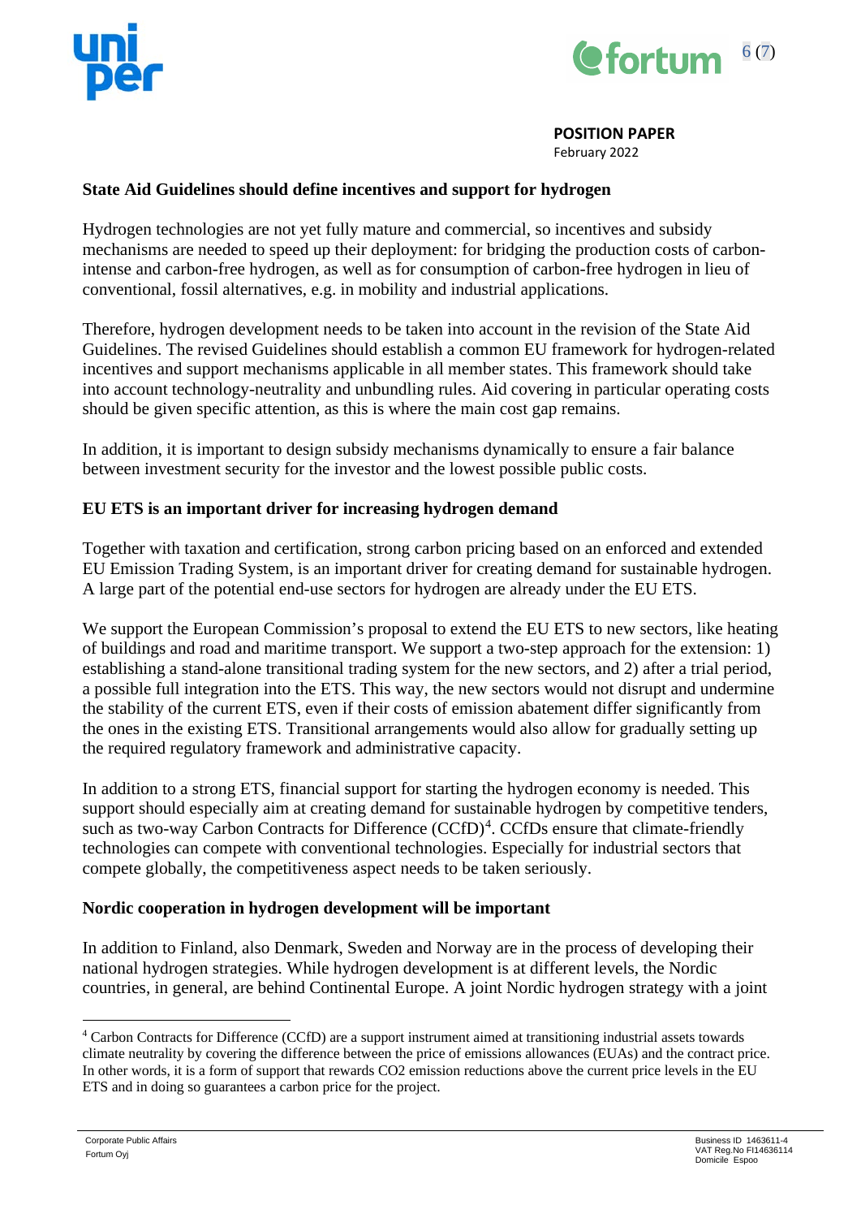## State Aid Guidelines should define incentives and support for hydrogen

Hydrogen technologies are not yet fully mature and commercial, so incentives and subsidy mechanisms are needed to speed up their deployment: for bridging the production costs of carbon-intense and carbon-free hydrogen, as well as for consumption of carbon-free hydrogen in lieu of conventional, fossil alternatives, e.g. in mobility and industrial applications.

Therefore, hydrogen development needs to be taken into account in the revision of the State Aid Guidelines. The revised Guidelines should establish a common EU framework for hydrogen-related incentives and support mechanisms applicable in all member states. This framework should take into account technology-neutrality and unbundling rules. Aid covering in particular operating costs should be given specific attention, as this is where the main cost gap remains.

In addition, it is important to design subsidy mechanisms dynamically to ensure a fair balance between investment security for the investor and the lowest possible public costs.

## EU ETS is an important driver for increasing hydrogen demand

Together with taxation and certification, strong carbon pricing based on an enforced and extended EU Emission Trading System, is an important driver for creating demand for sustainable hydrogen. A large part of the potential end-use sectors for hydrogen are already under the EU ETS.

We support the European Commission's proposal to extend the EU ETS to new sectors, like heating of buildings and road and maritime transport. We support a two-step approach for the extension: 1) establishing a stand-alone transitional trading system for the new sectors, and 2) after a trial period, a possible full integration into the ETS. This way, the new sectors would not disrupt and undermine the stability of the current ETS, even if their costs of emission abatement differ significantly from the ones in the existing ETS. Transitional arrangements would also allow for gradually setting up the required regulatory framework and administrative capacity.

In addition to a strong ETS, financial support for starting the hydrogen economy is needed. This support should especially aim at creating demand for sustainable hydrogen by competitive tenders, such as two-way Carbon Contracts for Difference (CCfD)[4]. CCfDs ensure that climate-friendly technologies can compete with conventional technologies. Especially for industrial sectors that compete globally, the competitiveness aspect needs to be taken seriously.

## Nordic cooperation in hydrogen development will be important

In addition to Finland, also Denmark, Sweden and Norway are in the process of developing their national hydrogen strategies. While hydrogen development is at different levels, the Nordic countries, in general, are behind Continental Europe. A joint Nordic hydrogen strategy with a joint

---

[4] Carbon Contracts for Difference (CCfD) are a support instrument aimed at transitioning industrial assets towards climate neutrality by covering the difference between the price of emissions allowances (EUAs) and the contract price. In other words, it is a form of support that rewards $CO_2$ emission reductions above the current price levels in the EU ETS and in doing so guarantees a carbon price for the project.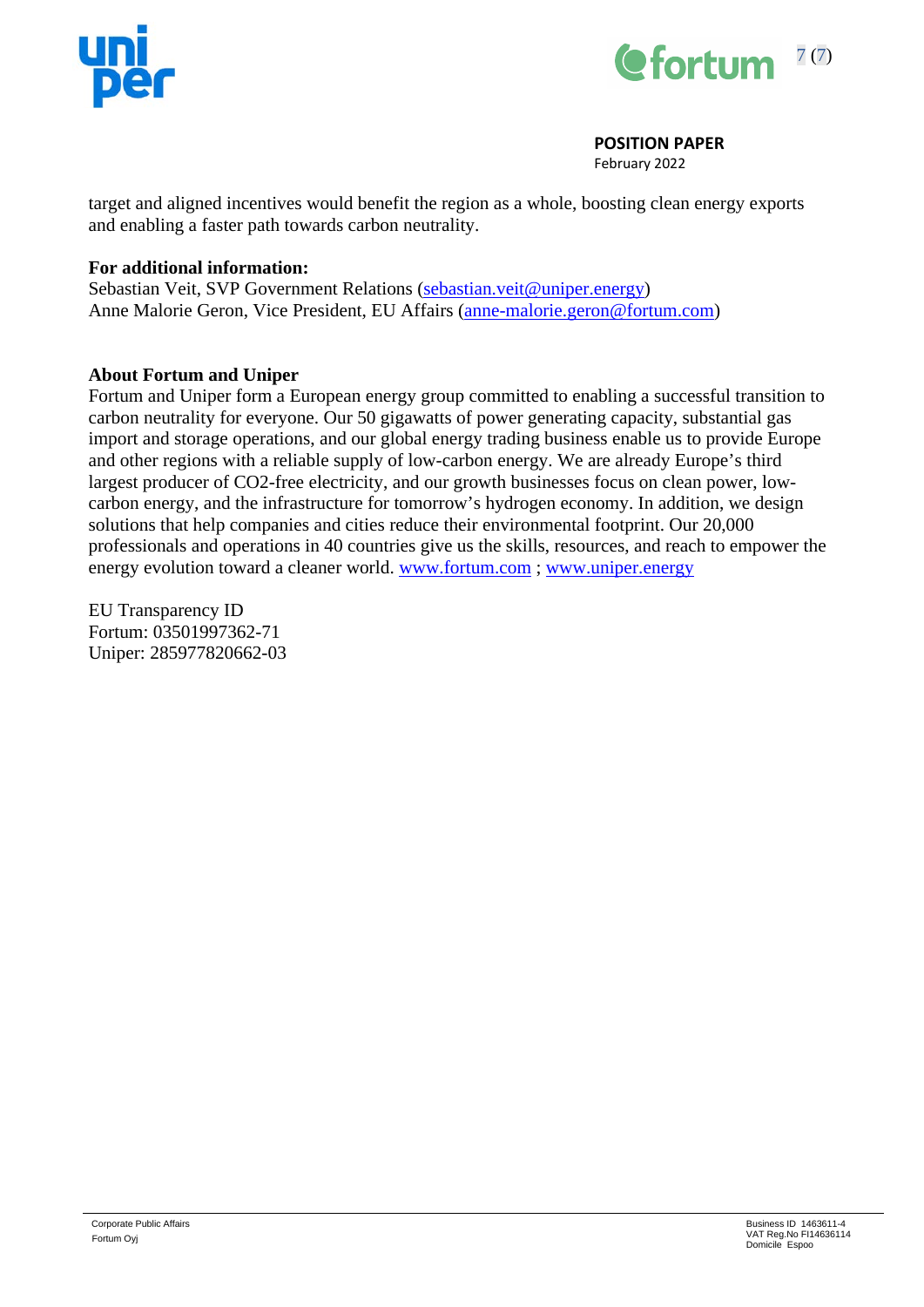target and aligned incentives would benefit the region as a whole, boosting clean energy exports and enabling a faster path towards carbon neutrality.

**For additional information:**
Sebastian Veit, SVP Government Relations (sebastian.veit@uniper.energy)
Anne Malorie Geron, Vice President, EU Affairs (anne-malorie.geron@fortum.com)

**About Fortum and Uniper**
Fortum and Uniper form a European energy group committed to enabling a successful transition to carbon neutrality for everyone. Our 50 gigawatts of power generating capacity, substantial gas import and storage operations, and our global energy trading business enable us to provide Europe and other regions with a reliable supply of low-carbon energy. We are already Europe's third largest producer of $CO_2$-free electricity, and our growth businesses focus on clean power, low-carbon energy, and the infrastructure for tomorrow's hydrogen economy. In addition, we design solutions that help companies and cities reduce their environmental footprint. Our 20,000 professionals and operations in 40 countries give us the skills, resources, and reach to empower the energy evolution toward a cleaner world. www.fortum.com ; www.uniper.energy

EU Transparency ID
Fortum: 03501997362-71
Uniper: 285977820662-03